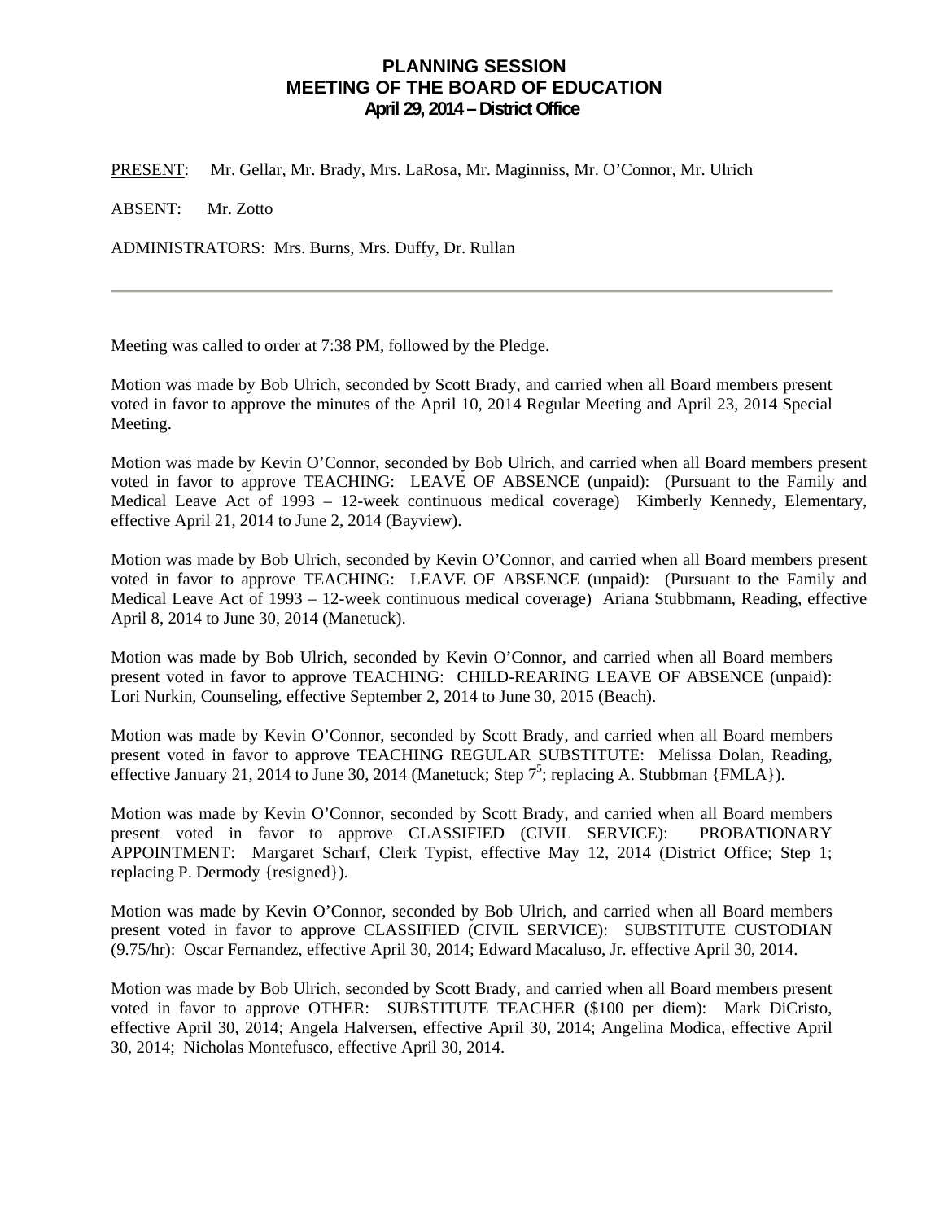# PLANNING SESSION
## MEETING OF THE BOARD OF EDUCATION
### April 29, 2014 – District Office

PRESENT: Mr. Gellar, Mr. Brady, Mrs. LaRosa, Mr. Maginniss, Mr. O'Connor, Mr. Ulrich

ABSENT: Mr. Zotto

ADMINISTRATORS: Mrs. Burns, Mrs. Duffy, Dr. Rullan

---

Meeting was called to order at 7:38 PM, followed by the Pledge.

Motion was made by Bob Ulrich, seconded by Scott Brady, and carried when all Board members present voted in favor to approve the minutes of the April 10, 2014 Regular Meeting and April 23, 2014 Special Meeting.

Motion was made by Kevin O'Connor, seconded by Bob Ulrich, and carried when all Board members present voted in favor to approve TEACHING: LEAVE OF ABSENCE (unpaid): (Pursuant to the Family and Medical Leave Act of 1993 – 12-week continuous medical coverage) Kimberly Kennedy, Elementary, effective April 21, 2014 to June 2, 2014 (Bayview).

Motion was made by Bob Ulrich, seconded by Kevin O'Connor, and carried when all Board members present voted in favor to approve TEACHING: LEAVE OF ABSENCE (unpaid): (Pursuant to the Family and Medical Leave Act of 1993 – 12-week continuous medical coverage) Ariana Stubbmann, Reading, effective April 8, 2014 to June 30, 2014 (Manetuck).

Motion was made by Bob Ulrich, seconded by Kevin O'Connor, and carried when all Board members present voted in favor to approve TEACHING: CHILD-REARING LEAVE OF ABSENCE (unpaid): Lori Nurkin, Counseling, effective September 2, 2014 to June 30, 2015 (Beach).

Motion was made by Kevin O'Connor, seconded by Scott Brady, and carried when all Board members present voted in favor to approve TEACHING REGULAR SUBSTITUTE: Melissa Dolan, Reading, effective January 21, 2014 to June 30, 2014 (Manetuck; Step $7^5$; replacing A. Stubbman {FMLA}).

Motion was made by Kevin O'Connor, seconded by Scott Brady, and carried when all Board members present voted in favor to approve CLASSIFIED (CIVIL SERVICE): PROBATIONARY APPOINTMENT: Margaret Scharf, Clerk Typist, effective May 12, 2014 (District Office; Step 1; replacing P. Dermody {resigned}).

Motion was made by Kevin O'Connor, seconded by Bob Ulrich, and carried when all Board members present voted in favor to approve CLASSIFIED (CIVIL SERVICE): SUBSTITUTE CUSTODIAN (9.75/hr): Oscar Fernandez, effective April 30, 2014; Edward Macaluso, Jr. effective April 30, 2014.

Motion was made by Bob Ulrich, seconded by Scott Brady, and carried when all Board members present voted in favor to approve OTHER: SUBSTITUTE TEACHER ($100 per diem): Mark DiCristo, effective April 30, 2014; Angela Halversen, effective April 30, 2014; Angelina Modica, effective April 30, 2014; Nicholas Montefusco, effective April 30, 2014.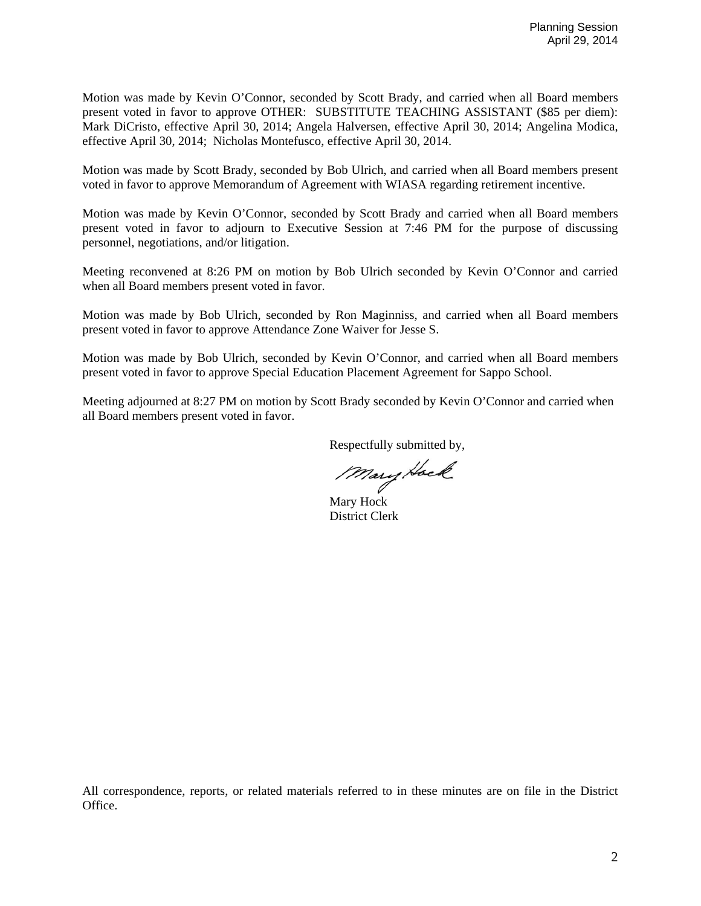Motion was made by Kevin O'Connor, seconded by Scott Brady, and carried when all Board members present voted in favor to approve OTHER: SUBSTITUTE TEACHING ASSISTANT ($85 per diem): Mark DiCristo, effective April 30, 2014; Angela Halversen, effective April 30, 2014; Angelina Modica, effective April 30, 2014; Nicholas Montefusco, effective April 30, 2014.

Motion was made by Scott Brady, seconded by Bob Ulrich, and carried when all Board members present voted in favor to approve Memorandum of Agreement with WIASA regarding retirement incentive.

Motion was made by Kevin O'Connor, seconded by Scott Brady and carried when all Board members present voted in favor to adjourn to Executive Session at 7:46 PM for the purpose of discussing personnel, negotiations, and/or litigation.

Meeting reconvened at 8:26 PM on motion by Bob Ulrich seconded by Kevin O'Connor and carried when all Board members present voted in favor.

Motion was made by Bob Ulrich, seconded by Ron Maginniss, and carried when all Board members present voted in favor to approve Attendance Zone Waiver for Jesse S.

Motion was made by Bob Ulrich, seconded by Kevin O'Connor, and carried when all Board members present voted in favor to approve Special Education Placement Agreement for Sappo School.

Meeting adjourned at 8:27 PM on motion by Scott Brady seconded by Kevin O'Connor and carried when all Board members present voted in favor.

Respectfully submitted by,

Mary Hock

Mary Hock
District Clerk

All correspondence, reports, or related materials referred to in these minutes are on file in the District Office.